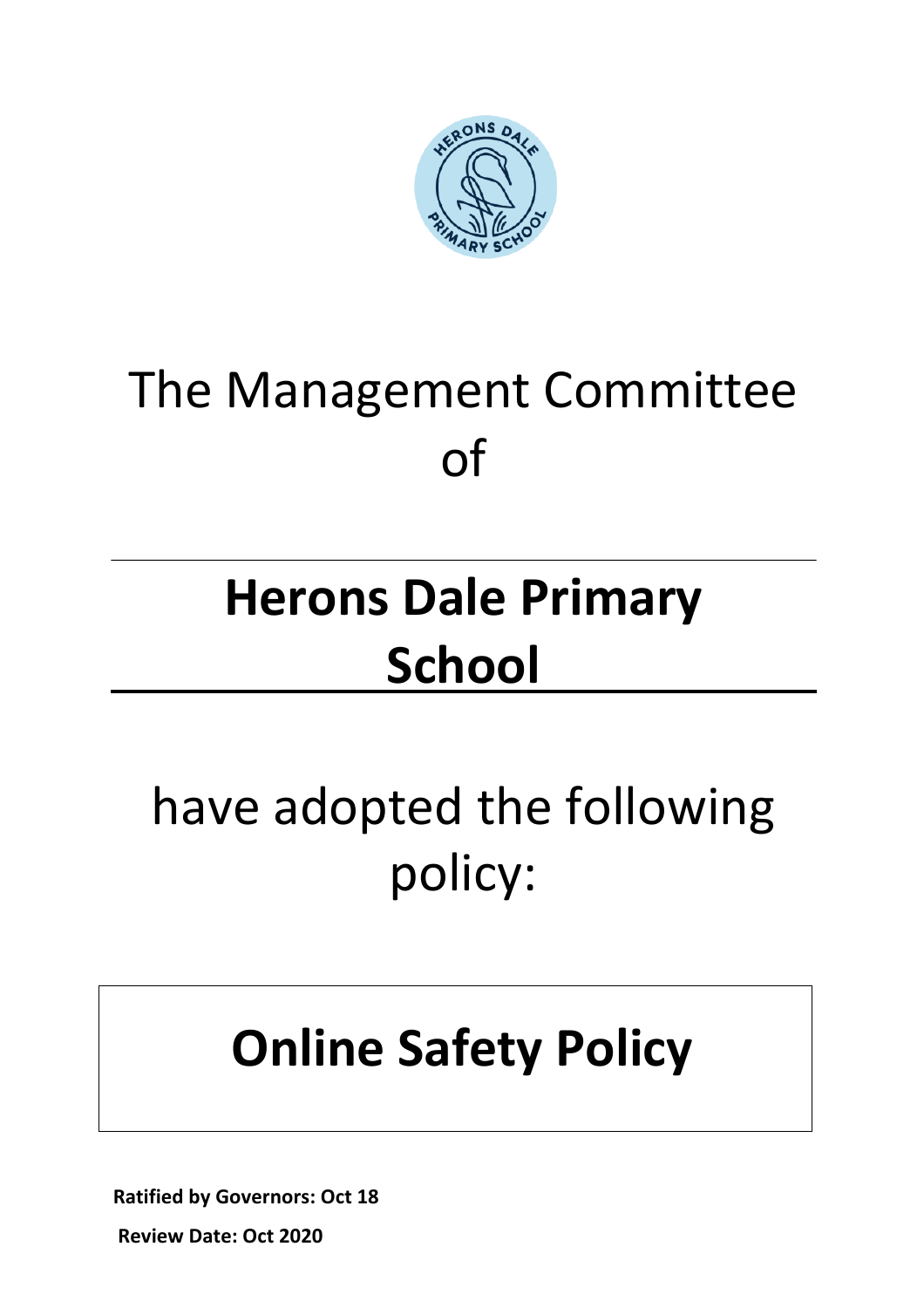The Management Committee of

# Herons Dale Primary School

have adopted the following policy:

# Online Safety Policy

**Ratified by Governors: Oct 18**

**Review Date: Oct 2020**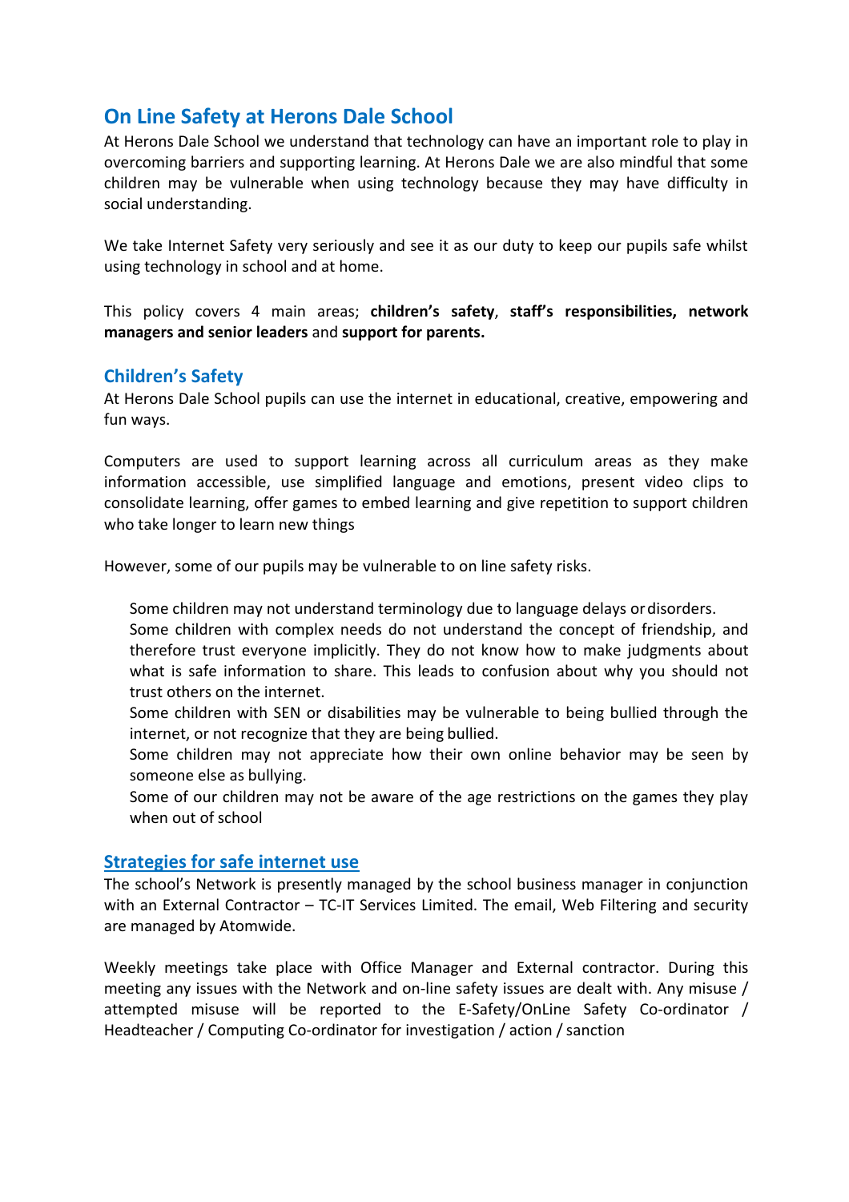## On Line Safety at Herons Dale School

At Herons Dale School we understand that technology can have an important role to play in overcoming barriers and supporting learning. At Herons Dale we are also mindful that some children may be vulnerable when using technology because they may have difficulty in social understanding.

We take Internet Safety very seriously and see it as our duty to keep our pupils safe whilst using technology in school and at home.

This policy covers 4 main areas; **children's safety**, **staff's responsibilities, network managers and senior leaders** and **support for parents.**

### Children's Safety

At Herons Dale School pupils can use the internet in educational, creative, empowering and fun ways.

Computers are used to support learning across all curriculum areas as they make information accessible, use simplified language and emotions, present video clips to consolidate learning, offer games to embed learning and give repetition to support children who take longer to learn new things

However, some of our pupils may be vulnerable to on line safety risks.

- Some children may not understand terminology due to language delays or disorders.
- Some children with complex needs do not understand the concept of friendship, and therefore trust everyone implicitly. They do not know how to make judgments about what is safe information to share. This leads to confusion about why you should not trust others on the internet.
- Some children with SEN or disabilities may be vulnerable to being bullied through the internet, or not recognize that they are being bullied.
- Some children may not appreciate how their own online behavior may be seen by someone else as bullying.
- Some of our children may not be aware of the age restrictions on the games they play when out of school

### Strategies for safe internet use

The school's Network is presently managed by the school business manager in conjunction with an External Contractor – TC-IT Services Limited. The email, Web Filtering and security are managed by Atomwide.

Weekly meetings take place with Office Manager and External contractor. During this meeting any issues with the Network and on-line safety issues are dealt with. Any misuse / attempted misuse will be reported to the E-Safety/OnLine Safety Co-ordinator / Headteacher / Computing Co-ordinator for investigation / action / sanction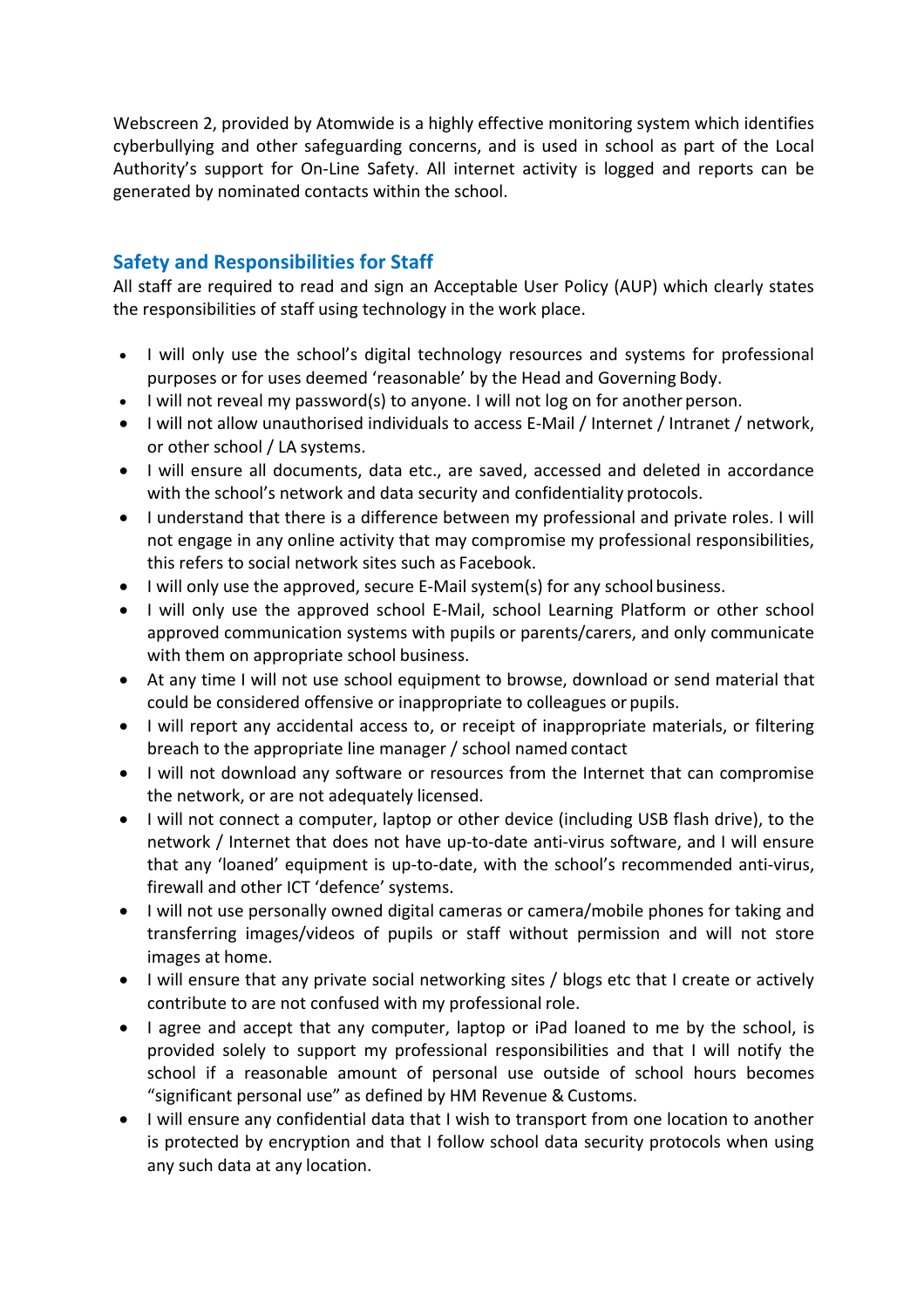Webscreen 2, provided by Atomwide is a highly effective monitoring system which identifies cyberbullying and other safeguarding concerns, and is used in school as part of the Local Authority's support for On-Line Safety. All internet activity is logged and reports can be generated by nominated contacts within the school.

## Safety and Responsibilities for Staff

All staff are required to read and sign an Acceptable User Policy (AUP) which clearly states the responsibilities of staff using technology in the work place.

- I will only use the school's digital technology resources and systems for professional purposes or for uses deemed 'reasonable' by the Head and Governing Body.
- I will not reveal my password(s) to anyone. I will not log on for another person.
- I will not allow unauthorised individuals to access E-Mail / Internet / Intranet / network, or other school / LA systems.
- I will ensure all documents, data etc., are saved, accessed and deleted in accordance with the school's network and data security and confidentiality protocols.
- I understand that there is a difference between my professional and private roles. I will not engage in any online activity that may compromise my professional responsibilities, this refers to social network sites such as Facebook.
- I will only use the approved, secure E-Mail system(s) for any school business.
- I will only use the approved school E-Mail, school Learning Platform or other school approved communication systems with pupils or parents/carers, and only communicate with them on appropriate school business.
- At any time I will not use school equipment to browse, download or send material that could be considered offensive or inappropriate to colleagues or pupils.
- I will report any accidental access to, or receipt of inappropriate materials, or filtering breach to the appropriate line manager / school named contact
- I will not download any software or resources from the Internet that can compromise the network, or are not adequately licensed.
- I will not connect a computer, laptop or other device (including USB flash drive), to the network / Internet that does not have up-to-date anti-virus software, and I will ensure that any 'loaned' equipment is up-to-date, with the school's recommended anti-virus, firewall and other ICT 'defence' systems.
- I will not use personally owned digital cameras or camera/mobile phones for taking and transferring images/videos of pupils or staff without permission and will not store images at home.
- I will ensure that any private social networking sites / blogs etc that I create or actively contribute to are not confused with my professional role.
- I agree and accept that any computer, laptop or iPad loaned to me by the school, is provided solely to support my professional responsibilities and that I will notify the school if a reasonable amount of personal use outside of school hours becomes "significant personal use" as defined by HM Revenue & Customs.
- I will ensure any confidential data that I wish to transport from one location to another is protected by encryption and that I follow school data security protocols when using any such data at any location.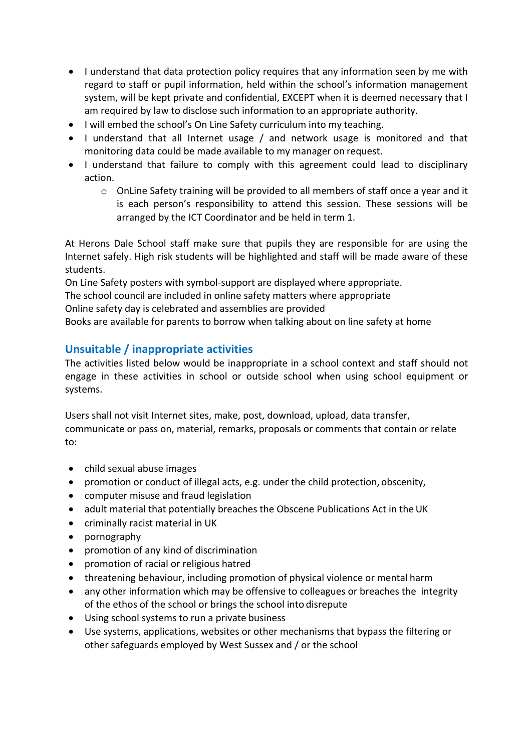- I understand that data protection policy requires that any information seen by me with regard to staff or pupil information, held within the school's information management system, will be kept private and confidential, EXCEPT when it is deemed necessary that I am required by law to disclose such information to an appropriate authority.
- I will embed the school's On Line Safety curriculum into my teaching.
- I understand that all Internet usage / and network usage is monitored and that monitoring data could be made available to my manager on request.
- I understand that failure to comply with this agreement could lead to disciplinary action.
    - OnLine Safety training will be provided to all members of staff once a year and it is each person's responsibility to attend this session. These sessions will be arranged by the ICT Coordinator and be held in term 1.

At Herons Dale School staff make sure that pupils they are responsible for are using the Internet safely. High risk students will be highlighted and staff will be made aware of these students.
On Line Safety posters with symbol-support are displayed where appropriate.
The school council are included in online safety matters where appropriate
Online safety day is celebrated and assemblies are provided
Books are available for parents to borrow when talking about on line safety at home

## Unsuitable / inappropriate activities

The activities listed below would be inappropriate in a school context and staff should not engage in these activities in school or outside school when using school equipment or systems.

Users shall not visit Internet sites, make, post, download, upload, data transfer, communicate or pass on, material, remarks, proposals or comments that contain or relate to:

- child sexual abuse images
- promotion or conduct of illegal acts, e.g. under the child protection, obscenity,
- computer misuse and fraud legislation
- adult material that potentially breaches the Obscene Publications Act in the UK
- criminally racist material in UK
- pornography
- promotion of any kind of discrimination
- promotion of racial or religious hatred
- threatening behaviour, including promotion of physical violence or mental harm
- any other information which may be offensive to colleagues or breaches the integrity of the ethos of the school or brings the school into disrepute
- Using school systems to run a private business
- Use systems, applications, websites or other mechanisms that bypass the filtering or other safeguards employed by West Sussex and / or the school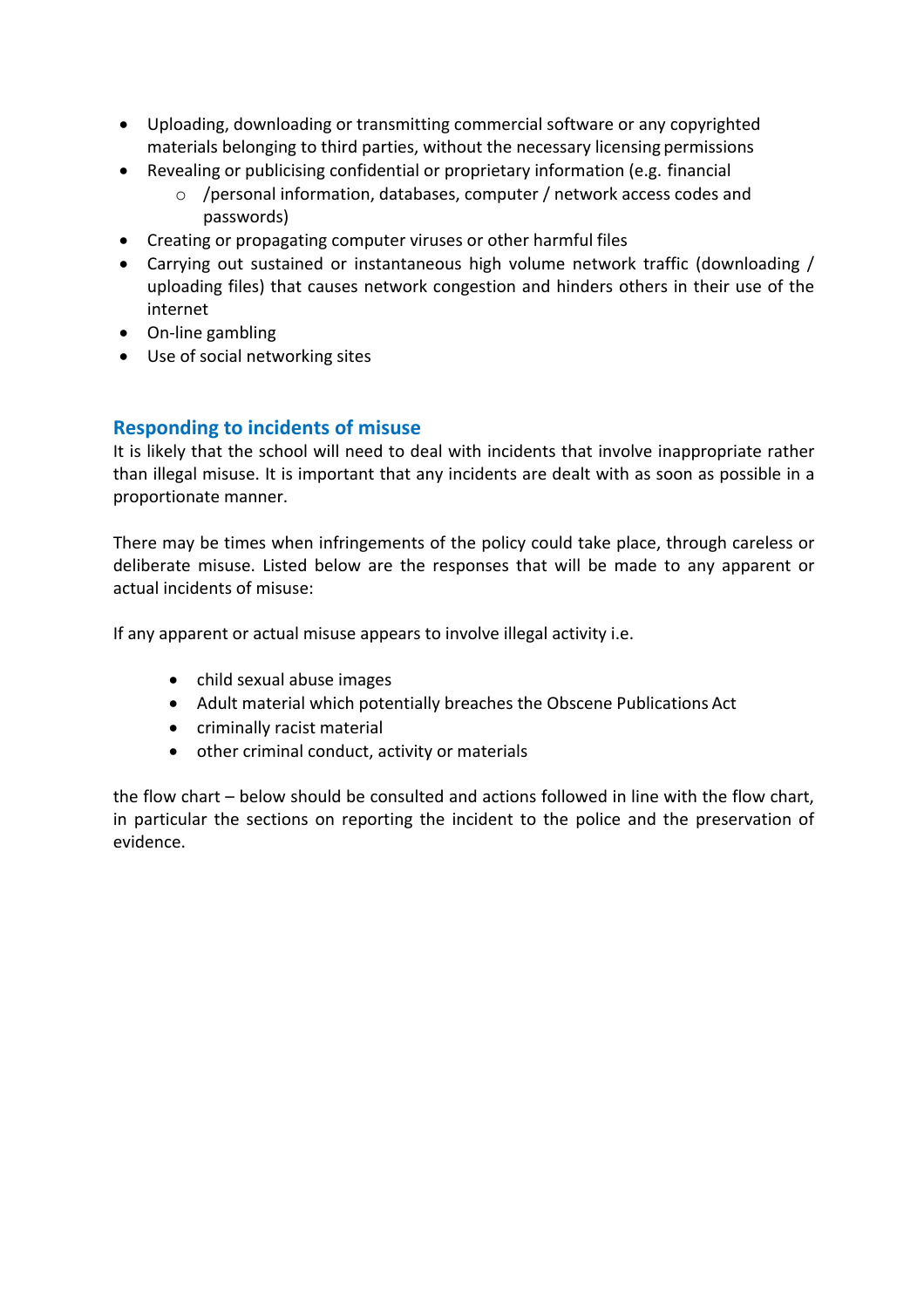- Uploading, downloading or transmitting commercial software or any copyrighted materials belonging to third parties, without the necessary licensing permissions
- Revealing or publicising confidential or proprietary information (e.g. financial
    - /personal information, databases, computer / network access codes and passwords)
- Creating or propagating computer viruses or other harmful files
- Carrying out sustained or instantaneous high volume network traffic (downloading / uploading files) that causes network congestion and hinders others in their use of the internet
- On-line gambling
- Use of social networking sites

## Responding to incidents of misuse

It is likely that the school will need to deal with incidents that involve inappropriate rather than illegal misuse. It is important that any incidents are dealt with as soon as possible in a proportionate manner.

There may be times when infringements of the policy could take place, through careless or deliberate misuse. Listed below are the responses that will be made to any apparent or actual incidents of misuse:

If any apparent or actual misuse appears to involve illegal activity i.e.

- child sexual abuse images
- Adult material which potentially breaches the Obscene Publications Act
- criminally racist material
- other criminal conduct, activity or materials

the flow chart – below should be consulted and actions followed in line with the flow chart, in particular the sections on reporting the incident to the police and the preservation of evidence.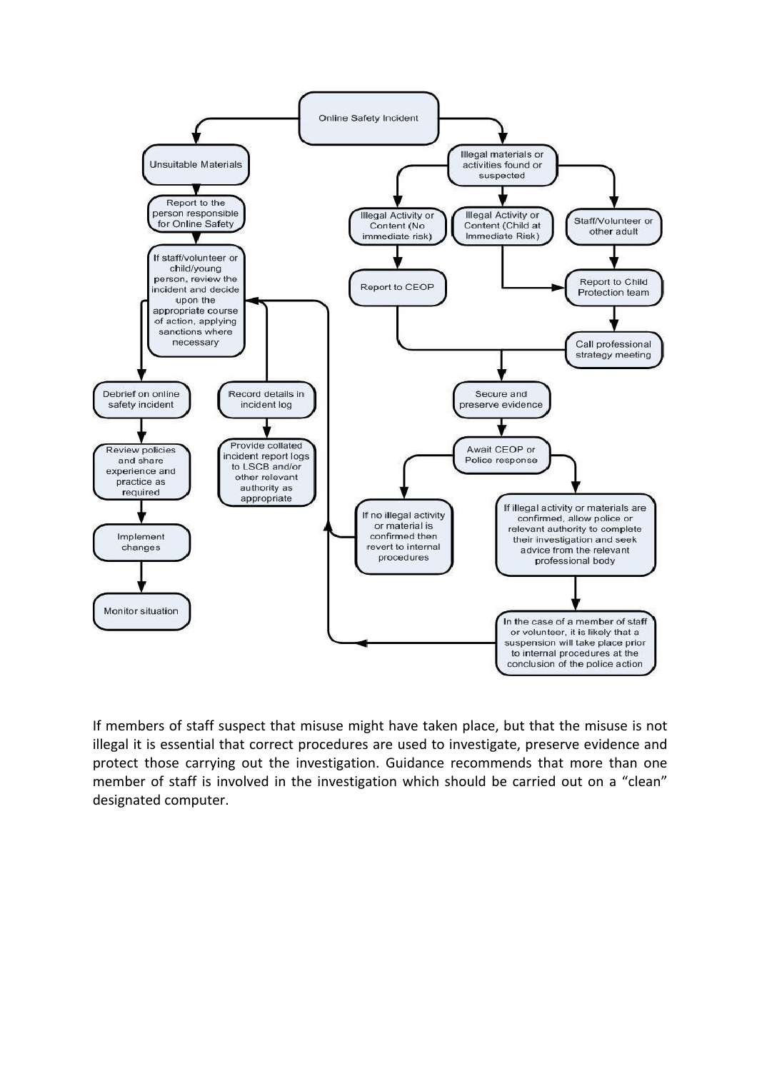Online Safety Incident

- Unsuitable Materials
  - Report to the person responsible for Online Safety
  - If staff/volunteer or child/young person, review the incident and decide upon the appropriate course of action, applying sanctions where necessary
    - Debrief on online safety incident
      - Review policies and share experience and practice as required
      - Implement changes
      - Monitor situation
    - Record details in incident log
      - Provide collated incident report logs to LSCB and/or other relevant authority as appropriate
- Illegal materials or activities found or suspected
  - Illegal Activity or Content (No immediate risk)
    - Report to CEOP
  - Illegal Activity or Content (Child at Immediate Risk)
    - Report to Child Protection team
  - Staff/Volunteer or other adult
    - Report to Child Protection team
    - Call professional strategy meeting
  - Secure and preserve evidence
  - Await CEOP or Police response
    - If no illegal activity or material is confirmed then revert to internal procedures
    - If illegal activity or materials are confirmed, allow police or relevant authority to complete their investigation and seek advice from the relevant professional body
      - In the case of a member of staff or volunteer, it is likely that a suspension will take place prior to internal procedures at the conclusion of the police action

If members of staff suspect that misuse might have taken place, but that the misuse is not illegal it is essential that correct procedures are used to investigate, preserve evidence and protect those carrying out the investigation. Guidance recommends that more than one member of staff is involved in the investigation which should be carried out on a "clean" designated computer.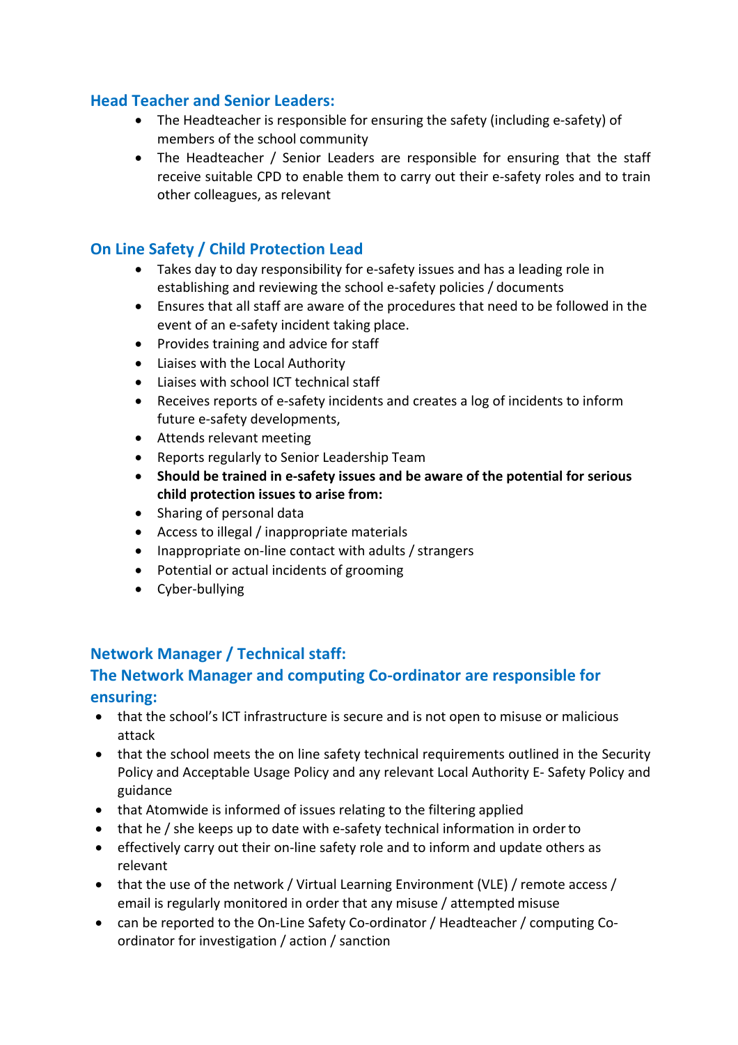### Head Teacher and Senior Leaders:

- The Headteacher is responsible for ensuring the safety (including e-safety) of members of the school community
- The Headteacher / Senior Leaders are responsible for ensuring that the staff receive suitable CPD to enable them to carry out their e-safety roles and to train other colleagues, as relevant

### On Line Safety / Child Protection Lead

- Takes day to day responsibility for e-safety issues and has a leading role in establishing and reviewing the school e-safety policies / documents
- Ensures that all staff are aware of the procedures that need to be followed in the event of an e-safety incident taking place.
- Provides training and advice for staff
- Liaises with the Local Authority
- Liaises with school ICT technical staff
- Receives reports of e-safety incidents and creates a log of incidents to inform future e-safety developments,
- Attends relevant meeting
- Reports regularly to Senior Leadership Team
- **Should be trained in e-safety issues and be aware of the potential for serious child protection issues to arise from:**
- Sharing of personal data
- Access to illegal / inappropriate materials
- Inappropriate on-line contact with adults / strangers
- Potential or actual incidents of grooming
- Cyber-bullying

### Network Manager / Technical staff:

### The Network Manager and computing Co-ordinator are responsible for ensuring:

- that the school's ICT infrastructure is secure and is not open to misuse or malicious attack
- that the school meets the on line safety technical requirements outlined in the Security Policy and Acceptable Usage Policy and any relevant Local Authority E- Safety Policy and guidance
- that Atomwide is informed of issues relating to the filtering applied
- that he / she keeps up to date with e-safety technical information in order to
- effectively carry out their on-line safety role and to inform and update others as relevant
- that the use of the network / Virtual Learning Environment (VLE) / remote access / email is regularly monitored in order that any misuse / attempted misuse
- can be reported to the On-Line Safety Co-ordinator / Headteacher / computing Co-ordinator for investigation / action / sanction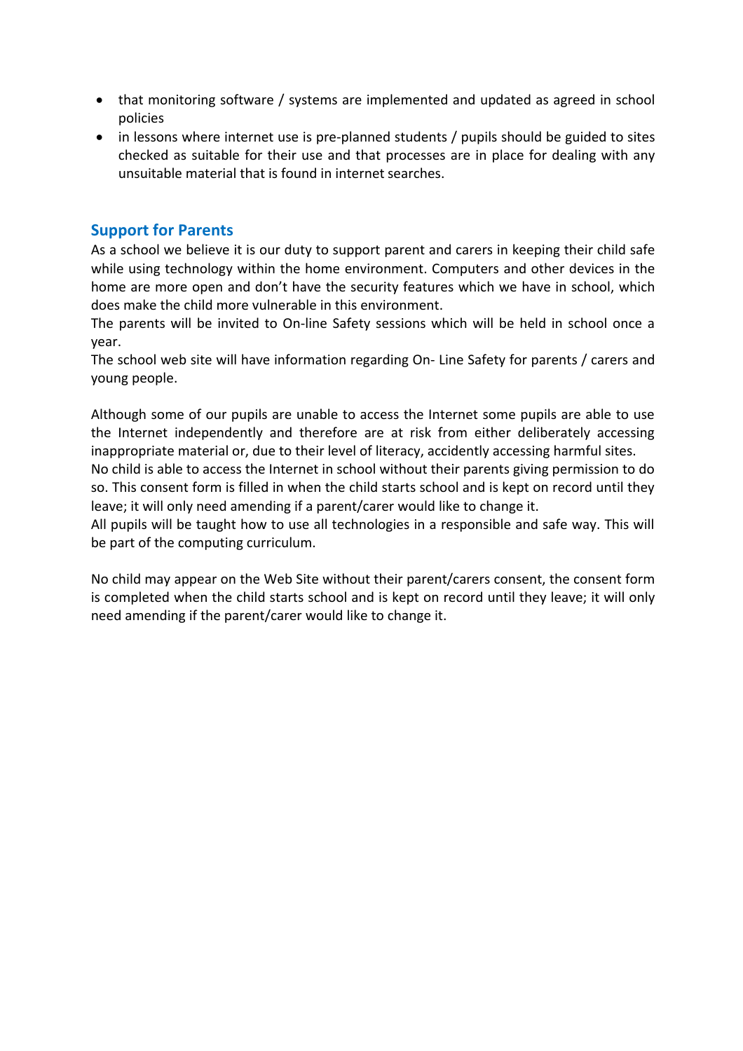- that monitoring software / systems are implemented and updated as agreed in school policies
- in lessons where internet use is pre-planned students / pupils should be guided to sites checked as suitable for their use and that processes are in place for dealing with any unsuitable material that is found in internet searches.

## Support for Parents

As a school we believe it is our duty to support parent and carers in keeping their child safe while using technology within the home environment. Computers and other devices in the home are more open and don't have the security features which we have in school, which does make the child more vulnerable in this environment.

The parents will be invited to On-line Safety sessions which will be held in school once a year.

The school web site will have information regarding On- Line Safety for parents / carers and young people.

Although some of our pupils are unable to access the Internet some pupils are able to use the Internet independently and therefore are at risk from either deliberately accessing inappropriate material or, due to their level of literacy, accidently accessing harmful sites.

No child is able to access the Internet in school without their parents giving permission to do so. This consent form is filled in when the child starts school and is kept on record until they leave; it will only need amending if a parent/carer would like to change it.

All pupils will be taught how to use all technologies in a responsible and safe way. This will be part of the computing curriculum.

No child may appear on the Web Site without their parent/carers consent, the consent form is completed when the child starts school and is kept on record until they leave; it will only need amending if the parent/carer would like to change it.